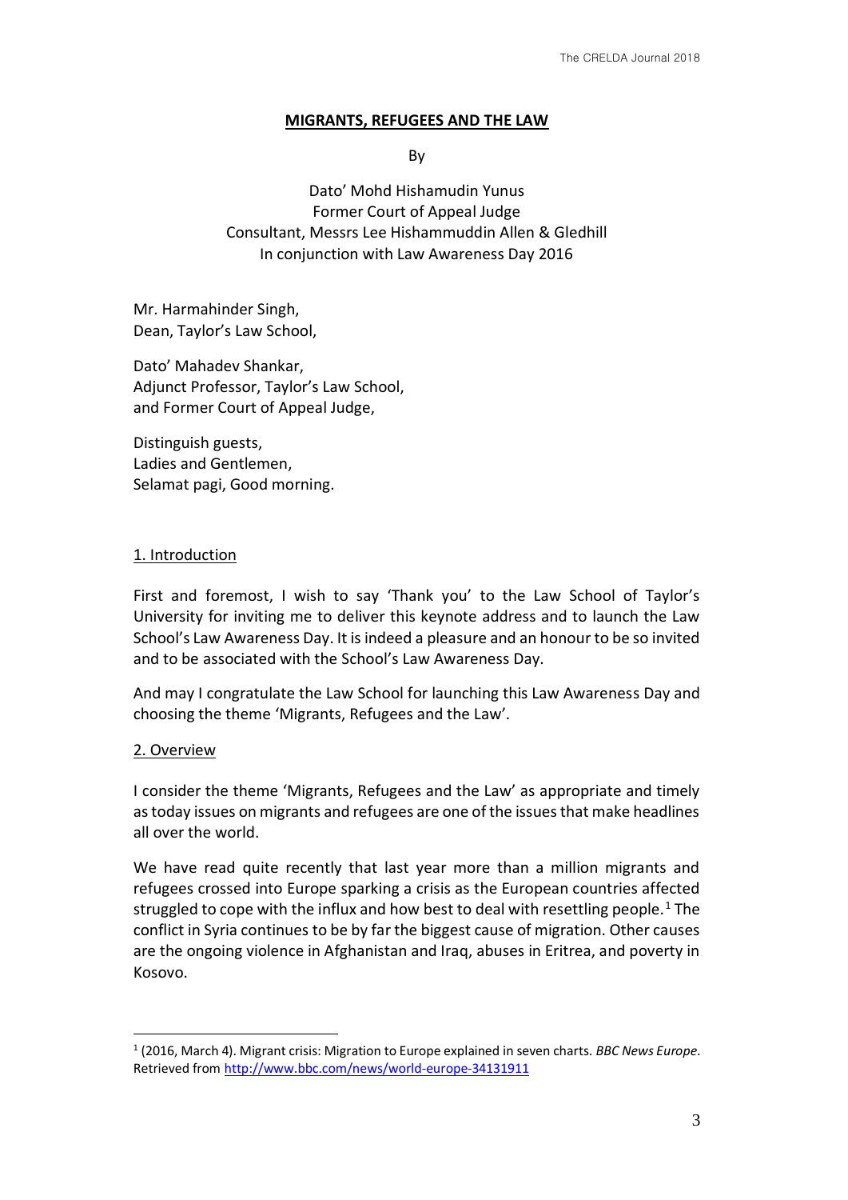# MIGRANTS, REFUGEES AND THE LAW

By

Dato' Mohd Hishamudin Yunus
Former Court of Appeal Judge
Consultant, Messrs Lee Hishammuddin Allen & Gledhill
In conjunction with Law Awareness Day 2016

Mr. Harmahinder Singh,
Dean, Taylor's Law School,

Dato' Mahadev Shankar,
Adjunct Professor, Taylor's Law School,
and Former Court of Appeal Judge,

Distinguish guests,
Ladies and Gentlemen,
Selamat pagi, Good morning.

## 1. Introduction

First and foremost, I wish to say 'Thank you' to the Law School of Taylor's University for inviting me to deliver this keynote address and to launch the Law School's Law Awareness Day. It is indeed a pleasure and an honour to be so invited and to be associated with the School's Law Awareness Day.

And may I congratulate the Law School for launching this Law Awareness Day and choosing the theme 'Migrants, Refugees and the Law'.

## 2. Overview

I consider the theme 'Migrants, Refugees and the Law' as appropriate and timely as today issues on migrants and refugees are one of the issues that make headlines all over the world.

We have read quite recently that last year more than a million migrants and refugees crossed into Europe sparking a crisis as the European countries affected struggled to cope with the influx and how best to deal with resettling people.[1] The conflict in Syria continues to be by far the biggest cause of migration. Other causes are the ongoing violence in Afghanistan and Iraq, abuses in Eritrea, and poverty in Kosovo.

---

[1] (2016, March 4). Migrant crisis: Migration to Europe explained in seven charts. *BBC News Europe*. Retrieved from http://www.bbc.com/news/world-europe-34131911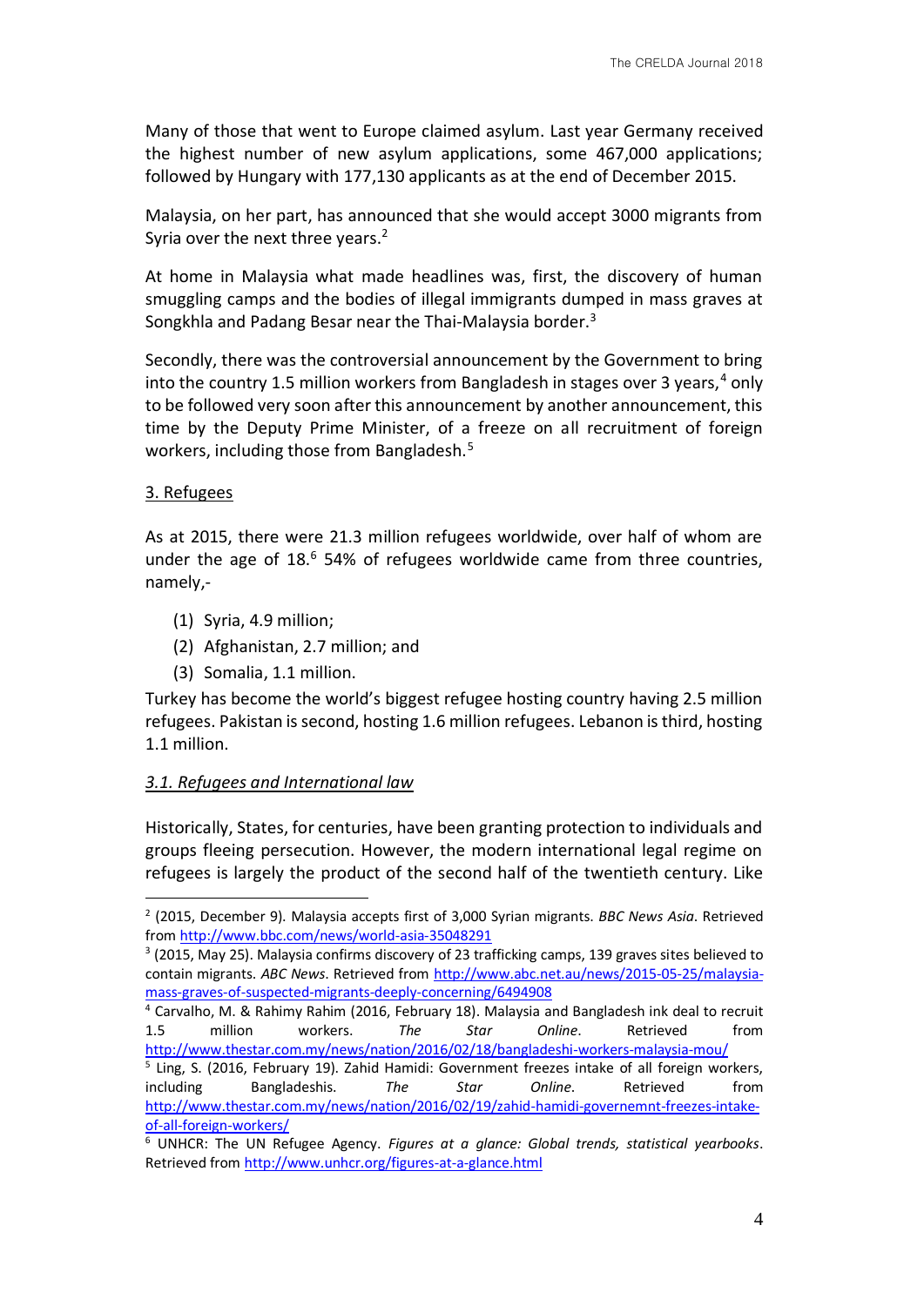Many of those that went to Europe claimed asylum. Last year Germany received the highest number of new asylum applications, some 467,000 applications; followed by Hungary with 177,130 applicants as at the end of December 2015.

Malaysia, on her part, has announced that she would accept 3000 migrants from Syria over the next three years.[2]

At home in Malaysia what made headlines was, first, the discovery of human smuggling camps and the bodies of illegal immigrants dumped in mass graves at Songkhla and Padang Besar near the Thai-Malaysia border.[3]

Secondly, there was the controversial announcement by the Government to bring into the country 1.5 million workers from Bangladesh in stages over 3 years,[4] only to be followed very soon after this announcement by another announcement, this time by the Deputy Prime Minister, of a freeze on all recruitment of foreign workers, including those from Bangladesh.[5]

## 3. Refugees

As at 2015, there were 21.3 million refugees worldwide, over half of whom are under the age of 18.[6] 54% of refugees worldwide came from three countries, namely,-

(1) Syria, 4.9 million;
(2) Afghanistan, 2.7 million; and
(3) Somalia, 1.1 million.

Turkey has become the world's biggest refugee hosting country having 2.5 million refugees. Pakistan is second, hosting 1.6 million refugees. Lebanon is third, hosting 1.1 million.

### *3.1. Refugees and International law*

Historically, States, for centuries, have been granting protection to individuals and groups fleeing persecution. However, the modern international legal regime on refugees is largely the product of the second half of the twentieth century. Like

---

[2] (2015, December 9). Malaysia accepts first of 3,000 Syrian migrants. *BBC News Asia*. Retrieved from http://www.bbc.com/news/world-asia-35048291

[3] (2015, May 25). Malaysia confirms discovery of 23 trafficking camps, 139 graves sites believed to contain migrants. *ABC News*. Retrieved from http://www.abc.net.au/news/2015-05-25/malaysia-mass-graves-of-suspected-migrants-deeply-concerning/6494908

[4] Carvalho, M. & Rahimy Rahim (2016, February 18). Malaysia and Bangladesh ink deal to recruit 1.5 million workers. *The Star Online*. Retrieved from http://www.thestar.com.my/news/nation/2016/02/18/bangladeshi-workers-malaysia-mou/

[5] Ling, S. (2016, February 19). Zahid Hamidi: Government freezes intake of all foreign workers, including Bangladeshis. *The Star Online*. Retrieved from http://www.thestar.com.my/news/nation/2016/02/19/zahid-hamidi-governemnt-freezes-intake-of-all-foreign-workers/

[6] UNHCR: The UN Refugee Agency. *Figures at a glance: Global trends, statistical yearbooks*. Retrieved from http://www.unhcr.org/figures-at-a-glance.html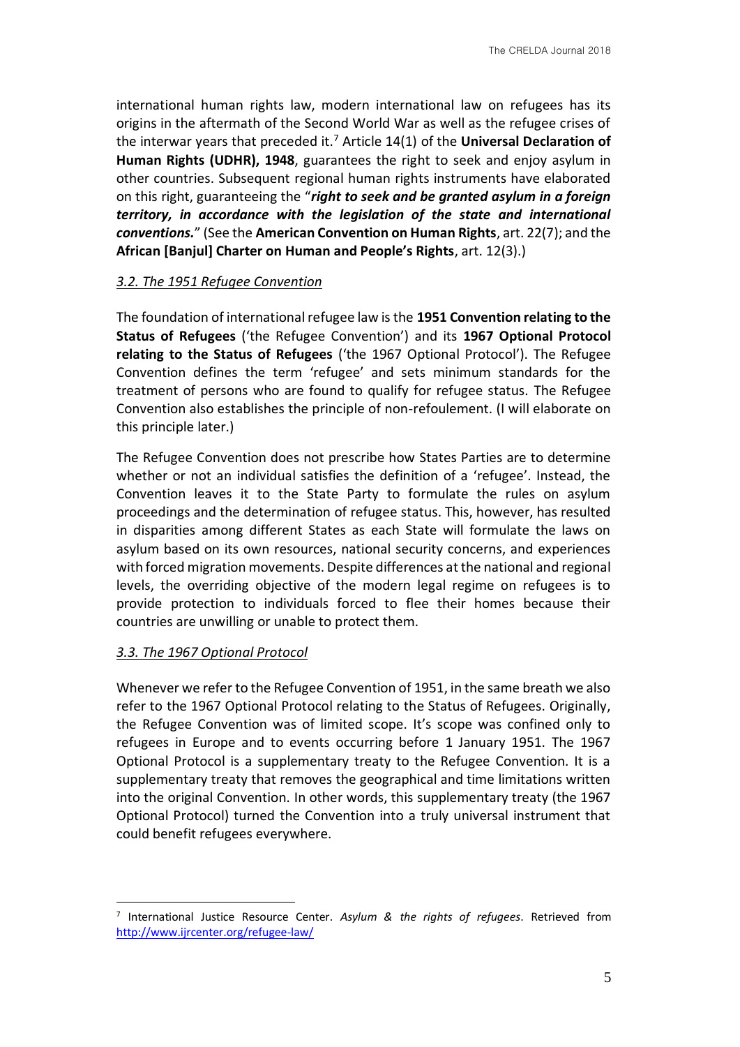international human rights law, modern international law on refugees has its origins in the aftermath of the Second World War as well as the refugee crises of the interwar years that preceded it.[7] Article 14(1) of the **Universal Declaration of Human Rights (UDHR), 1948**, guarantees the right to seek and enjoy asylum in other countries. Subsequent regional human rights instruments have elaborated on this right, guaranteeing the "***right to seek and be granted asylum in a foreign territory, in accordance with the legislation of the state and international conventions.***" (See the **American Convention on Human Rights**, art. 22(7); and the **African [Banjul] Charter on Human and People's Rights**, art. 12(3).)

### *3.2. The 1951 Refugee Convention*

The foundation of international refugee law is the **1951 Convention relating to the Status of Refugees** ('the Refugee Convention') and its **1967 Optional Protocol relating to the Status of Refugees** ('the 1967 Optional Protocol'). The Refugee Convention defines the term 'refugee' and sets minimum standards for the treatment of persons who are found to qualify for refugee status. The Refugee Convention also establishes the principle of non-refoulement. (I will elaborate on this principle later.)

The Refugee Convention does not prescribe how States Parties are to determine whether or not an individual satisfies the definition of a 'refugee'. Instead, the Convention leaves it to the State Party to formulate the rules on asylum proceedings and the determination of refugee status. This, however, has resulted in disparities among different States as each State will formulate the laws on asylum based on its own resources, national security concerns, and experiences with forced migration movements. Despite differences at the national and regional levels, the overriding objective of the modern legal regime on refugees is to provide protection to individuals forced to flee their homes because their countries are unwilling or unable to protect them.

### *3.3. The 1967 Optional Protocol*

Whenever we refer to the Refugee Convention of 1951, in the same breath we also refer to the 1967 Optional Protocol relating to the Status of Refugees. Originally, the Refugee Convention was of limited scope. It's scope was confined only to refugees in Europe and to events occurring before 1 January 1951. The 1967 Optional Protocol is a supplementary treaty to the Refugee Convention. It is a supplementary treaty that removes the geographical and time limitations written into the original Convention. In other words, this supplementary treaty (the 1967 Optional Protocol) turned the Convention into a truly universal instrument that could benefit refugees everywhere.

---

[7] International Justice Resource Center. *Asylum & the rights of refugees*. Retrieved from http://www.ijrcenter.org/refugee-law/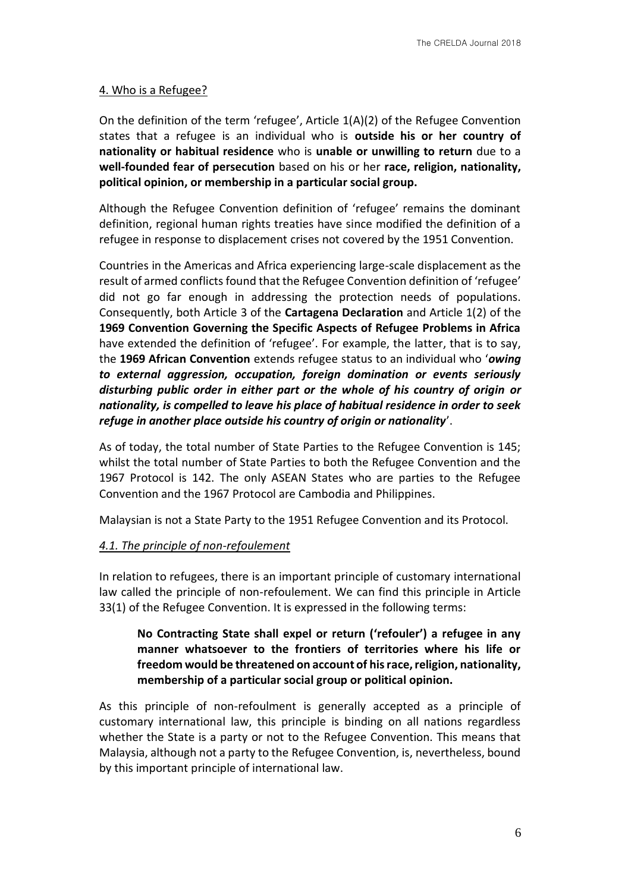## 4. Who is a Refugee?

On the definition of the term 'refugee', Article 1(A)(2) of the Refugee Convention states that a refugee is an individual who is **outside his or her country of nationality or habitual residence** who is **unable or unwilling to return** due to a **well-founded fear of persecution** based on his or her **race, religion, nationality, political opinion, or membership in a particular social group.**

Although the Refugee Convention definition of 'refugee' remains the dominant definition, regional human rights treaties have since modified the definition of a refugee in response to displacement crises not covered by the 1951 Convention.

Countries in the Americas and Africa experiencing large-scale displacement as the result of armed conflicts found that the Refugee Convention definition of 'refugee' did not go far enough in addressing the protection needs of populations. Consequently, both Article 3 of the **Cartagena Declaration** and Article 1(2) of the **1969 Convention Governing the Specific Aspects of Refugee Problems in Africa** have extended the definition of 'refugee'. For example, the latter, that is to say, the **1969 African Convention** extends refugee status to an individual who '***owing to external aggression, occupation, foreign domination or events seriously disturbing public order in either part or the whole of his country of origin or nationality, is compelled to leave his place of habitual residence in order to seek refuge in another place outside his country of origin or nationality***'.

As of today, the total number of State Parties to the Refugee Convention is 145; whilst the total number of State Parties to both the Refugee Convention and the 1967 Protocol is 142. The only ASEAN States who are parties to the Refugee Convention and the 1967 Protocol are Cambodia and Philippines.

Malaysian is not a State Party to the 1951 Refugee Convention and its Protocol.

### *4.1. The principle of non-refoulement*

In relation to refugees, there is an important principle of customary international law called the principle of non-refoulement. We can find this principle in Article 33(1) of the Refugee Convention. It is expressed in the following terms:

> **No Contracting State shall expel or return ('refouler') a refugee in any manner whatsoever to the frontiers of territories where his life or freedom would be threatened on account of his race, religion, nationality, membership of a particular social group or political opinion.**

As this principle of non-refoulment is generally accepted as a principle of customary international law, this principle is binding on all nations regardless whether the State is a party or not to the Refugee Convention. This means that Malaysia, although not a party to the Refugee Convention, is, nevertheless, bound by this important principle of international law.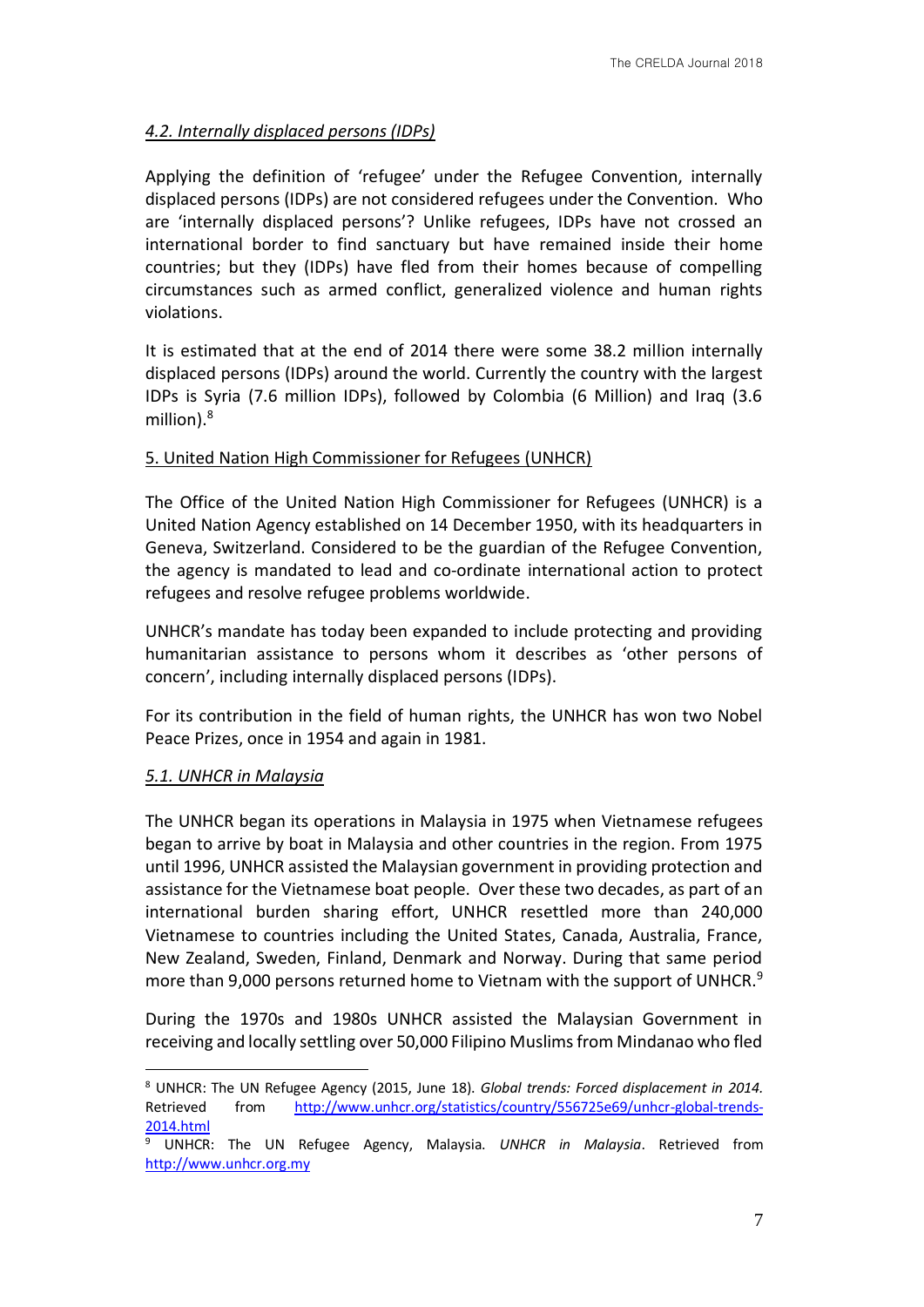### *4.2. Internally displaced persons (IDPs)*

Applying the definition of 'refugee' under the Refugee Convention, internally displaced persons (IDPs) are not considered refugees under the Convention. Who are 'internally displaced persons'? Unlike refugees, IDPs have not crossed an international border to find sanctuary but have remained inside their home countries; but they (IDPs) have fled from their homes because of compelling circumstances such as armed conflict, generalized violence and human rights violations.

It is estimated that at the end of 2014 there were some 38.2 million internally displaced persons (IDPs) around the world. Currently the country with the largest IDPs is Syria (7.6 million IDPs), followed by Colombia (6 Million) and Iraq (3.6 million).[8]

## 5. United Nation High Commissioner for Refugees (UNHCR)

The Office of the United Nation High Commissioner for Refugees (UNHCR) is a United Nation Agency established on 14 December 1950, with its headquarters in Geneva, Switzerland. Considered to be the guardian of the Refugee Convention, the agency is mandated to lead and co-ordinate international action to protect refugees and resolve refugee problems worldwide.

UNHCR's mandate has today been expanded to include protecting and providing humanitarian assistance to persons whom it describes as 'other persons of concern', including internally displaced persons (IDPs).

For its contribution in the field of human rights, the UNHCR has won two Nobel Peace Prizes, once in 1954 and again in 1981.

### *5.1. UNHCR in Malaysia*

The UNHCR began its operations in Malaysia in 1975 when Vietnamese refugees began to arrive by boat in Malaysia and other countries in the region. From 1975 until 1996, UNHCR assisted the Malaysian government in providing protection and assistance for the Vietnamese boat people. Over these two decades, as part of an international burden sharing effort, UNHCR resettled more than 240,000 Vietnamese to countries including the United States, Canada, Australia, France, New Zealand, Sweden, Finland, Denmark and Norway. During that same period more than 9,000 persons returned home to Vietnam with the support of UNHCR.[9]

During the 1970s and 1980s UNHCR assisted the Malaysian Government in receiving and locally settling over 50,000 Filipino Muslims from Mindanao who fled

---

[8] UNHCR: The UN Refugee Agency (2015, June 18). *Global trends: Forced displacement in 2014.* Retrieved from http://www.unhcr.org/statistics/country/556725e69/unhcr-global-trends-2014.html

[9] UNHCR: The UN Refugee Agency, Malaysia. *UNHCR in Malaysia*. Retrieved from http://www.unhcr.org.my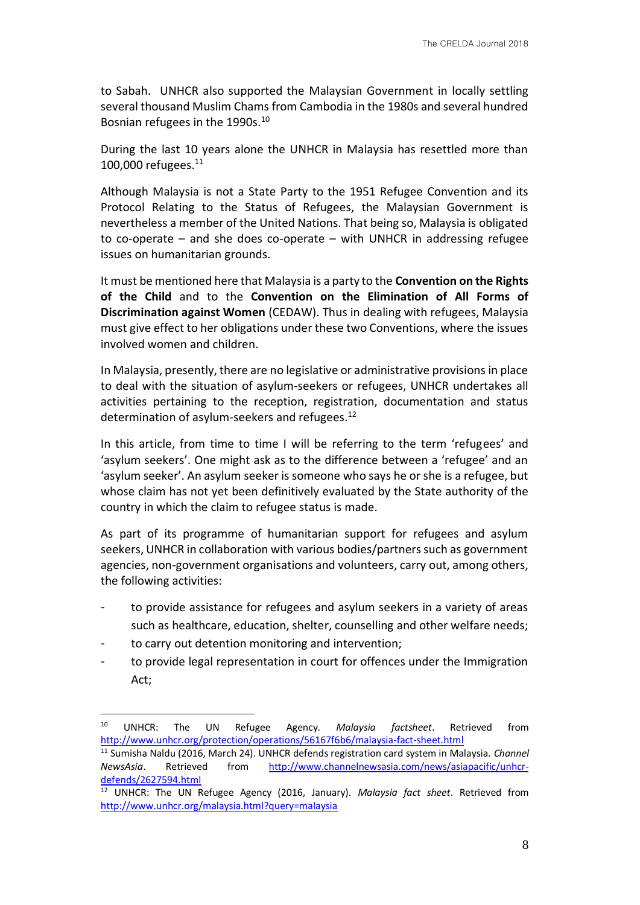to Sabah. UNHCR also supported the Malaysian Government in locally settling several thousand Muslim Chams from Cambodia in the 1980s and several hundred Bosnian refugees in the 1990s.[10]

During the last 10 years alone the UNHCR in Malaysia has resettled more than 100,000 refugees.[11]

Although Malaysia is not a State Party to the 1951 Refugee Convention and its Protocol Relating to the Status of Refugees, the Malaysian Government is nevertheless a member of the United Nations. That being so, Malaysia is obligated to co-operate – and she does co-operate – with UNHCR in addressing refugee issues on humanitarian grounds.

It must be mentioned here that Malaysia is a party to the **Convention on the Rights of the Child** and to the **Convention on the Elimination of All Forms of Discrimination against Women** (CEDAW). Thus in dealing with refugees, Malaysia must give effect to her obligations under these two Conventions, where the issues involved women and children.

In Malaysia, presently, there are no legislative or administrative provisions in place to deal with the situation of asylum-seekers or refugees, UNHCR undertakes all activities pertaining to the reception, registration, documentation and status determination of asylum-seekers and refugees.[12]

In this article, from time to time I will be referring to the term 'refugees' and 'asylum seekers'. One might ask as to the difference between a 'refugee' and an 'asylum seeker'. An asylum seeker is someone who says he or she is a refugee, but whose claim has not yet been definitively evaluated by the State authority of the country in which the claim to refugee status is made.

As part of its programme of humanitarian support for refugees and asylum seekers, UNHCR in collaboration with various bodies/partners such as government agencies, non-government organisations and volunteers, carry out, among others, the following activities:

- to provide assistance for refugees and asylum seekers in a variety of areas such as healthcare, education, shelter, counselling and other welfare needs;
- to carry out detention monitoring and intervention;
- to provide legal representation in court for offences under the Immigration Act;

---

[10] UNHCR: The UN Refugee Agency. *Malaysia factsheet*. Retrieved from http://www.unhcr.org/protection/operations/56167f6b6/malaysia-fact-sheet.html

[11] Sumisha Naldu (2016, March 24). UNHCR defends registration card system in Malaysia. *Channel NewsAsia*. Retrieved from http://www.channelnewsasia.com/news/asiapacific/unhcr-defends/2627594.html

[12] UNHCR: The UN Refugee Agency (2016, January). *Malaysia fact sheet*. Retrieved from http://www.unhcr.org/malaysia.html?query=malaysia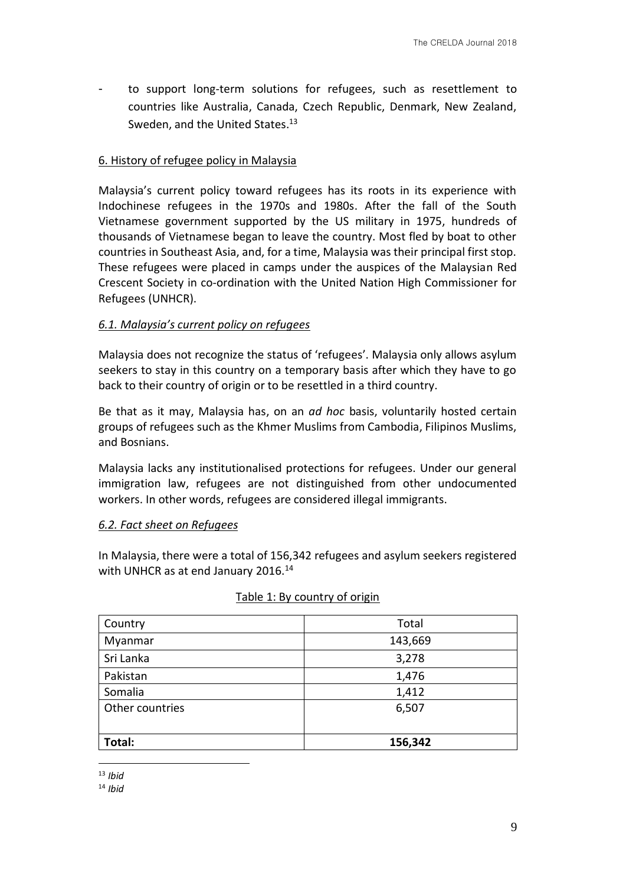- to support long-term solutions for refugees, such as resettlement to countries like Australia, Canada, Czech Republic, Denmark, New Zealand, Sweden, and the United States.[13]

## 6. History of refugee policy in Malaysia

Malaysia's current policy toward refugees has its roots in its experience with Indochinese refugees in the 1970s and 1980s. After the fall of the South Vietnamese government supported by the US military in 1975, hundreds of thousands of Vietnamese began to leave the country. Most fled by boat to other countries in Southeast Asia, and, for a time, Malaysia was their principal first stop. These refugees were placed in camps under the auspices of the Malaysian Red Crescent Society in co-ordination with the United Nation High Commissioner for Refugees (UNHCR).

### *6.1. Malaysia's current policy on refugees*

Malaysia does not recognize the status of 'refugees'. Malaysia only allows asylum seekers to stay in this country on a temporary basis after which they have to go back to their country of origin or to be resettled in a third country.

Be that as it may, Malaysia has, on an *ad hoc* basis, voluntarily hosted certain groups of refugees such as the Khmer Muslims from Cambodia, Filipinos Muslims, and Bosnians.

Malaysia lacks any institutionalised protections for refugees. Under our general immigration law, refugees are not distinguished from other undocumented workers. In other words, refugees are considered illegal immigrants.

### *6.2. Fact sheet on Refugees*

In Malaysia, there were a total of 156,342 refugees and asylum seekers registered with UNHCR as at end January 2016.[14]

Table 1: By country of origin

| Country | Total |
|---|---|
| Myanmar | 143,669 |
| Sri Lanka | 3,278 |
| Pakistan | 1,476 |
| Somalia | 1,412 |
| Other countries | 6,507 |
| **Total:** | **156,342** |

[13] *Ibid*

[14] *Ibid*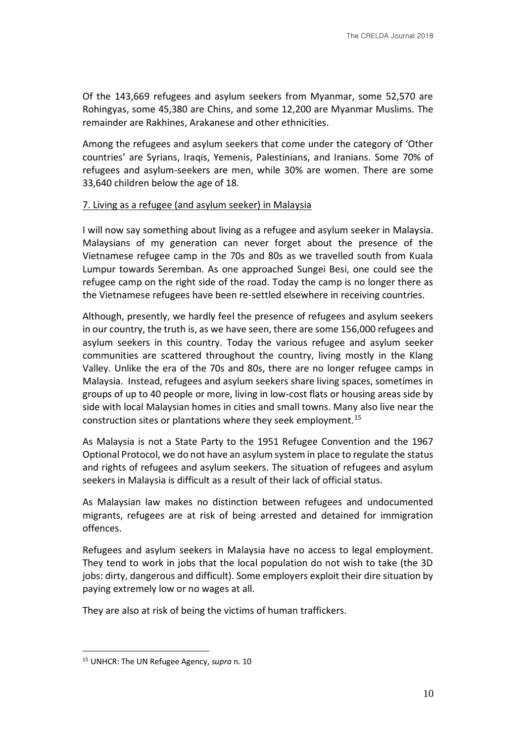Of the 143,669 refugees and asylum seekers from Myanmar, some 52,570 are Rohingyas, some 45,380 are Chins, and some 12,200 are Myanmar Muslims. The remainder are Rakhines, Arakanese and other ethnicities.

Among the refugees and asylum seekers that come under the category of 'Other countries' are Syrians, Iraqis, Yemenis, Palestinians, and Iranians. Some 70% of refugees and asylum-seekers are men, while 30% are women. There are some 33,640 children below the age of 18.

## 7. Living as a refugee (and asylum seeker) in Malaysia

I will now say something about living as a refugee and asylum seeker in Malaysia. Malaysians of my generation can never forget about the presence of the Vietnamese refugee camp in the 70s and 80s as we travelled south from Kuala Lumpur towards Seremban. As one approached Sungei Besi, one could see the refugee camp on the right side of the road. Today the camp is no longer there as the Vietnamese refugees have been re-settled elsewhere in receiving countries.

Although, presently, we hardly feel the presence of refugees and asylum seekers in our country, the truth is, as we have seen, there are some 156,000 refugees and asylum seekers in this country. Today the various refugee and asylum seeker communities are scattered throughout the country, living mostly in the Klang Valley. Unlike the era of the 70s and 80s, there are no longer refugee camps in Malaysia. Instead, refugees and asylum seekers share living spaces, sometimes in groups of up to 40 people or more, living in low-cost flats or housing areas side by side with local Malaysian homes in cities and small towns. Many also live near the construction sites or plantations where they seek employment.[15]

As Malaysia is not a State Party to the 1951 Refugee Convention and the 1967 Optional Protocol, we do not have an asylum system in place to regulate the status and rights of refugees and asylum seekers. The situation of refugees and asylum seekers in Malaysia is difficult as a result of their lack of official status.

As Malaysian law makes no distinction between refugees and undocumented migrants, refugees are at risk of being arrested and detained for immigration offences.

Refugees and asylum seekers in Malaysia have no access to legal employment. They tend to work in jobs that the local population do not wish to take (the 3D jobs: dirty, dangerous and difficult). Some employers exploit their dire situation by paying extremely low or no wages at all.

They are also at risk of being the victims of human traffickers.

---

[15] UNHCR: The UN Refugee Agency, *supra* n. 10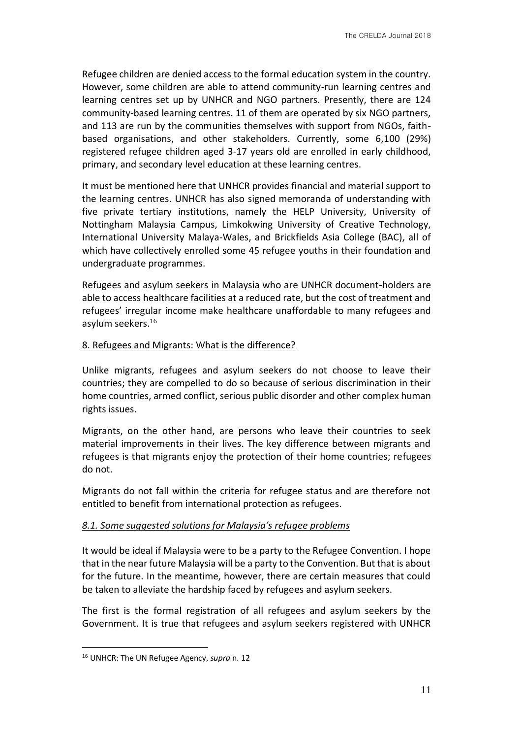Refugee children are denied access to the formal education system in the country. However, some children are able to attend community-run learning centres and learning centres set up by UNHCR and NGO partners. Presently, there are 124 community-based learning centres. 11 of them are operated by six NGO partners, and 113 are run by the communities themselves with support from NGOs, faith-based organisations, and other stakeholders. Currently, some 6,100 (29%) registered refugee children aged 3-17 years old are enrolled in early childhood, primary, and secondary level education at these learning centres.

It must be mentioned here that UNHCR provides financial and material support to the learning centres. UNHCR has also signed memoranda of understanding with five private tertiary institutions, namely the HELP University, University of Nottingham Malaysia Campus, Limkokwing University of Creative Technology, International University Malaya-Wales, and Brickfields Asia College (BAC), all of which have collectively enrolled some 45 refugee youths in their foundation and undergraduate programmes.

Refugees and asylum seekers in Malaysia who are UNHCR document-holders are able to access healthcare facilities at a reduced rate, but the cost of treatment and refugees' irregular income make healthcare unaffordable to many refugees and asylum seekers.[16]

## 8. Refugees and Migrants: What is the difference?

Unlike migrants, refugees and asylum seekers do not choose to leave their countries; they are compelled to do so because of serious discrimination in their home countries, armed conflict, serious public disorder and other complex human rights issues.

Migrants, on the other hand, are persons who leave their countries to seek material improvements in their lives. The key difference between migrants and refugees is that migrants enjoy the protection of their home countries; refugees do not.

Migrants do not fall within the criteria for refugee status and are therefore not entitled to benefit from international protection as refugees.

### *8.1. Some suggested solutions for Malaysia's refugee problems*

It would be ideal if Malaysia were to be a party to the Refugee Convention. I hope that in the near future Malaysia will be a party to the Convention. But that is about for the future. In the meantime, however, there are certain measures that could be taken to alleviate the hardship faced by refugees and asylum seekers.

The first is the formal registration of all refugees and asylum seekers by the Government. It is true that refugees and asylum seekers registered with UNHCR

---

[16] UNHCR: The UN Refugee Agency, *supra* n. 12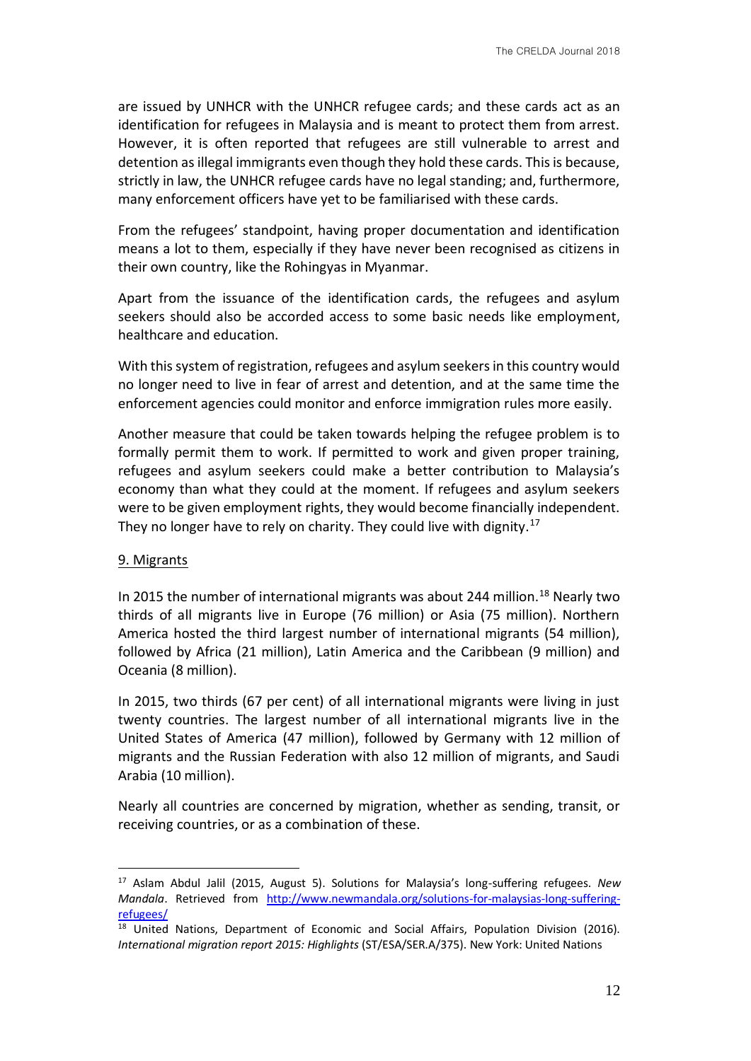are issued by UNHCR with the UNHCR refugee cards; and these cards act as an identification for refugees in Malaysia and is meant to protect them from arrest. However, it is often reported that refugees are still vulnerable to arrest and detention as illegal immigrants even though they hold these cards. This is because, strictly in law, the UNHCR refugee cards have no legal standing; and, furthermore, many enforcement officers have yet to be familiarised with these cards.

From the refugees' standpoint, having proper documentation and identification means a lot to them, especially if they have never been recognised as citizens in their own country, like the Rohingyas in Myanmar.

Apart from the issuance of the identification cards, the refugees and asylum seekers should also be accorded access to some basic needs like employment, healthcare and education.

With this system of registration, refugees and asylum seekers in this country would no longer need to live in fear of arrest and detention, and at the same time the enforcement agencies could monitor and enforce immigration rules more easily.

Another measure that could be taken towards helping the refugee problem is to formally permit them to work. If permitted to work and given proper training, refugees and asylum seekers could make a better contribution to Malaysia's economy than what they could at the moment. If refugees and asylum seekers were to be given employment rights, they would become financially independent. They no longer have to rely on charity. They could live with dignity.[17]

## 9. Migrants

In 2015 the number of international migrants was about 244 million.[18] Nearly two thirds of all migrants live in Europe (76 million) or Asia (75 million). Northern America hosted the third largest number of international migrants (54 million), followed by Africa (21 million), Latin America and the Caribbean (9 million) and Oceania (8 million).

In 2015, two thirds (67 per cent) of all international migrants were living in just twenty countries. The largest number of all international migrants live in the United States of America (47 million), followed by Germany with 12 million of migrants and the Russian Federation with also 12 million of migrants, and Saudi Arabia (10 million).

Nearly all countries are concerned by migration, whether as sending, transit, or receiving countries, or as a combination of these.

---

[17] Aslam Abdul Jalil (2015, August 5). Solutions for Malaysia's long-suffering refugees. *New Mandala*. Retrieved from http://www.newmandala.org/solutions-for-malaysias-long-suffering-refugees/

[18] United Nations, Department of Economic and Social Affairs, Population Division (2016). *International migration report 2015: Highlights* (ST/ESA/SER.A/375). New York: United Nations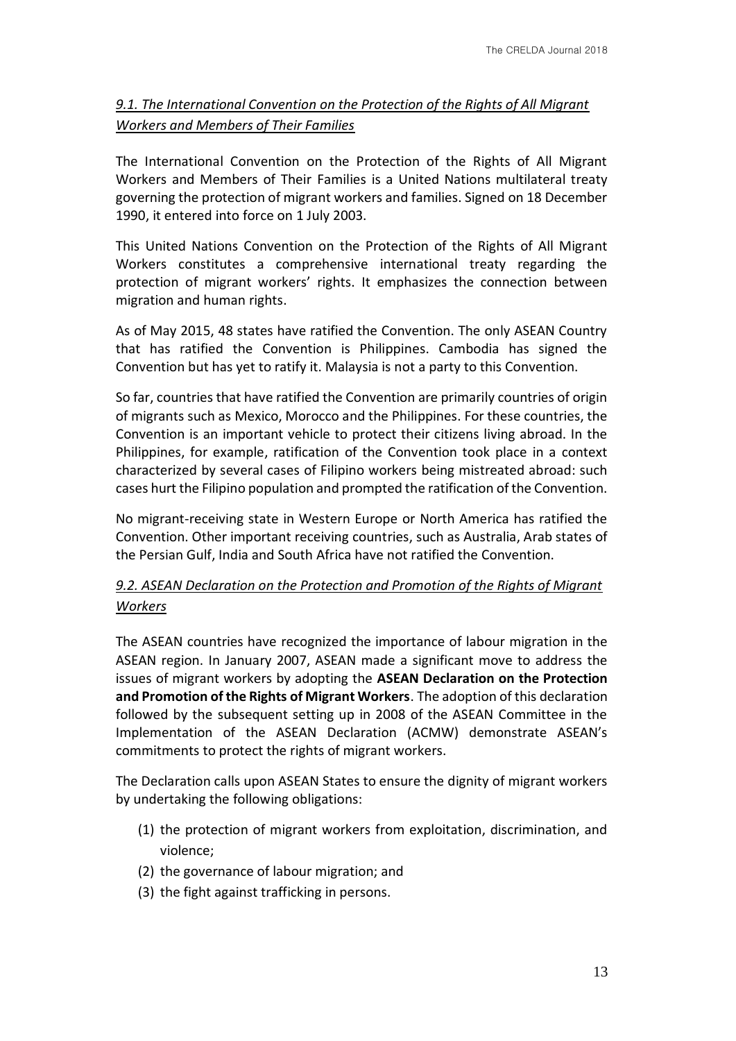### *9.1. The International Convention on the Protection of the Rights of All Migrant Workers and Members of Their Families*

The International Convention on the Protection of the Rights of All Migrant Workers and Members of Their Families is a United Nations multilateral treaty governing the protection of migrant workers and families. Signed on 18 December 1990, it entered into force on 1 July 2003.

This United Nations Convention on the Protection of the Rights of All Migrant Workers constitutes a comprehensive international treaty regarding the protection of migrant workers' rights. It emphasizes the connection between migration and human rights.

As of May 2015, 48 states have ratified the Convention. The only ASEAN Country that has ratified the Convention is Philippines. Cambodia has signed the Convention but has yet to ratify it. Malaysia is not a party to this Convention.

So far, countries that have ratified the Convention are primarily countries of origin of migrants such as Mexico, Morocco and the Philippines. For these countries, the Convention is an important vehicle to protect their citizens living abroad. In the Philippines, for example, ratification of the Convention took place in a context characterized by several cases of Filipino workers being mistreated abroad: such cases hurt the Filipino population and prompted the ratification of the Convention.

No migrant-receiving state in Western Europe or North America has ratified the Convention. Other important receiving countries, such as Australia, Arab states of the Persian Gulf, India and South Africa have not ratified the Convention.

### *9.2. ASEAN Declaration on the Protection and Promotion of the Rights of Migrant Workers*

The ASEAN countries have recognized the importance of labour migration in the ASEAN region. In January 2007, ASEAN made a significant move to address the issues of migrant workers by adopting the **ASEAN Declaration on the Protection and Promotion of the Rights of Migrant Workers**. The adoption of this declaration followed by the subsequent setting up in 2008 of the ASEAN Committee in the Implementation of the ASEAN Declaration (ACMW) demonstrate ASEAN's commitments to protect the rights of migrant workers.

The Declaration calls upon ASEAN States to ensure the dignity of migrant workers by undertaking the following obligations:

(1) the protection of migrant workers from exploitation, discrimination, and violence;
(2) the governance of labour migration; and
(3) the fight against trafficking in persons.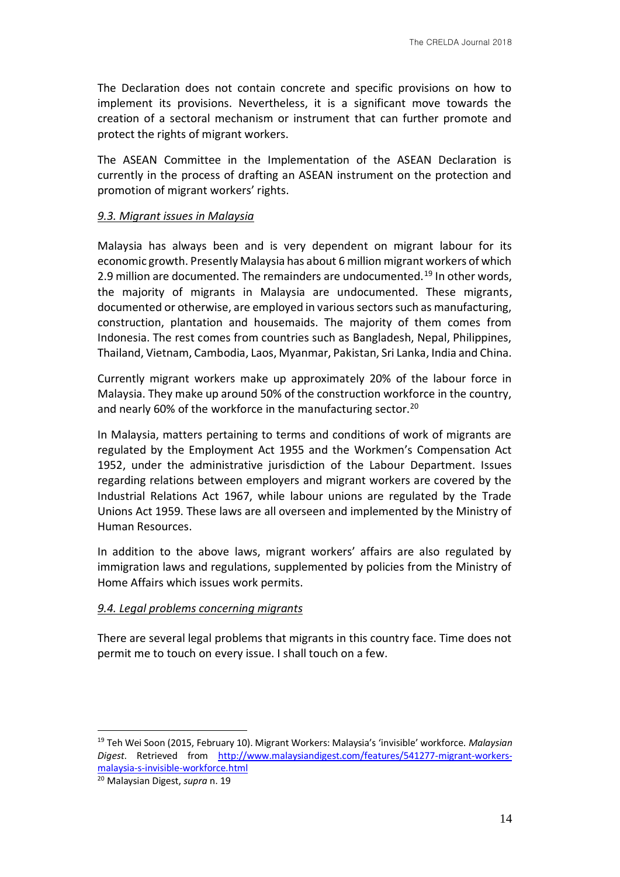The Declaration does not contain concrete and specific provisions on how to implement its provisions. Nevertheless, it is a significant move towards the creation of a sectoral mechanism or instrument that can further promote and protect the rights of migrant workers.

The ASEAN Committee in the Implementation of the ASEAN Declaration is currently in the process of drafting an ASEAN instrument on the protection and promotion of migrant workers' rights.

### *9.3. Migrant issues in Malaysia*

Malaysia has always been and is very dependent on migrant labour for its economic growth. Presently Malaysia has about 6 million migrant workers of which 2.9 million are documented. The remainders are undocumented.[19] In other words, the majority of migrants in Malaysia are undocumented. These migrants, documented or otherwise, are employed in various sectors such as manufacturing, construction, plantation and housemaids. The majority of them comes from Indonesia. The rest comes from countries such as Bangladesh, Nepal, Philippines, Thailand, Vietnam, Cambodia, Laos, Myanmar, Pakistan, Sri Lanka, India and China.

Currently migrant workers make up approximately 20% of the labour force in Malaysia. They make up around 50% of the construction workforce in the country, and nearly 60% of the workforce in the manufacturing sector.[20]

In Malaysia, matters pertaining to terms and conditions of work of migrants are regulated by the Employment Act 1955 and the Workmen's Compensation Act 1952, under the administrative jurisdiction of the Labour Department. Issues regarding relations between employers and migrant workers are covered by the Industrial Relations Act 1967, while labour unions are regulated by the Trade Unions Act 1959. These laws are all overseen and implemented by the Ministry of Human Resources.

In addition to the above laws, migrant workers' affairs are also regulated by immigration laws and regulations, supplemented by policies from the Ministry of Home Affairs which issues work permits.

### *9.4. Legal problems concerning migrants*

There are several legal problems that migrants in this country face. Time does not permit me to touch on every issue. I shall touch on a few.

---

[19] Teh Wei Soon (2015, February 10). Migrant Workers: Malaysia's 'invisible' workforce. *Malaysian Digest*. Retrieved from http://www.malaysiandigest.com/features/541277-migrant-workers-malaysia-s-invisible-workforce.html

[20] Malaysian Digest, *supra* n. 19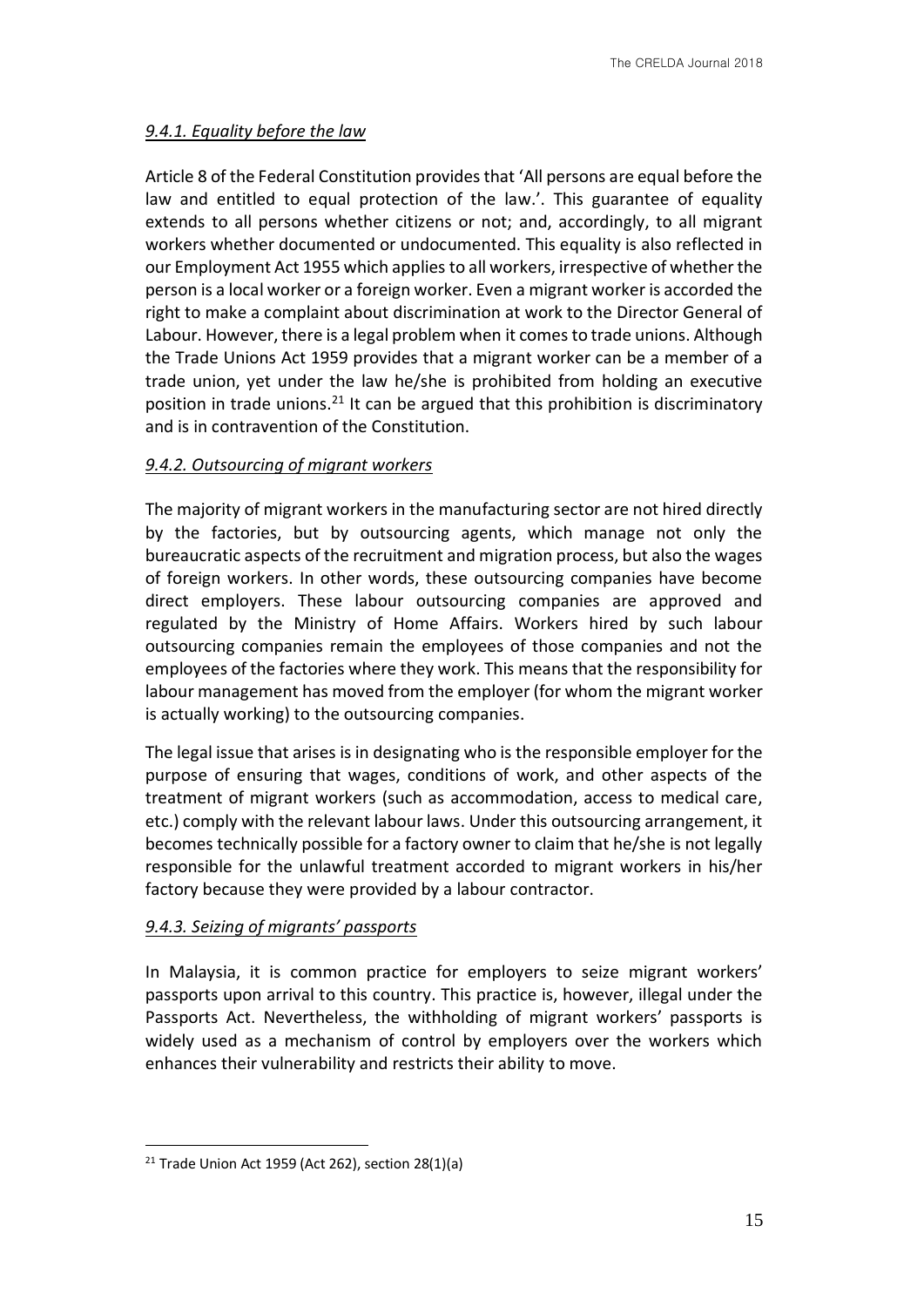#### *9.4.1. Equality before the law*

Article 8 of the Federal Constitution provides that 'All persons are equal before the law and entitled to equal protection of the law.'. This guarantee of equality extends to all persons whether citizens or not; and, accordingly, to all migrant workers whether documented or undocumented. This equality is also reflected in our Employment Act 1955 which applies to all workers, irrespective of whether the person is a local worker or a foreign worker. Even a migrant worker is accorded the right to make a complaint about discrimination at work to the Director General of Labour. However, there is a legal problem when it comes to trade unions. Although the Trade Unions Act 1959 provides that a migrant worker can be a member of a trade union, yet under the law he/she is prohibited from holding an executive position in trade unions.[21] It can be argued that this prohibition is discriminatory and is in contravention of the Constitution.

#### *9.4.2. Outsourcing of migrant workers*

The majority of migrant workers in the manufacturing sector are not hired directly by the factories, but by outsourcing agents, which manage not only the bureaucratic aspects of the recruitment and migration process, but also the wages of foreign workers. In other words, these outsourcing companies have become direct employers. These labour outsourcing companies are approved and regulated by the Ministry of Home Affairs. Workers hired by such labour outsourcing companies remain the employees of those companies and not the employees of the factories where they work. This means that the responsibility for labour management has moved from the employer (for whom the migrant worker is actually working) to the outsourcing companies.

The legal issue that arises is in designating who is the responsible employer for the purpose of ensuring that wages, conditions of work, and other aspects of the treatment of migrant workers (such as accommodation, access to medical care, etc.) comply with the relevant labour laws. Under this outsourcing arrangement, it becomes technically possible for a factory owner to claim that he/she is not legally responsible for the unlawful treatment accorded to migrant workers in his/her factory because they were provided by a labour contractor.

#### *9.4.3. Seizing of migrants' passports*

In Malaysia, it is common practice for employers to seize migrant workers' passports upon arrival to this country. This practice is, however, illegal under the Passports Act. Nevertheless, the withholding of migrant workers' passports is widely used as a mechanism of control by employers over the workers which enhances their vulnerability and restricts their ability to move.

---

[21] Trade Union Act 1959 (Act 262), section 28(1)(a)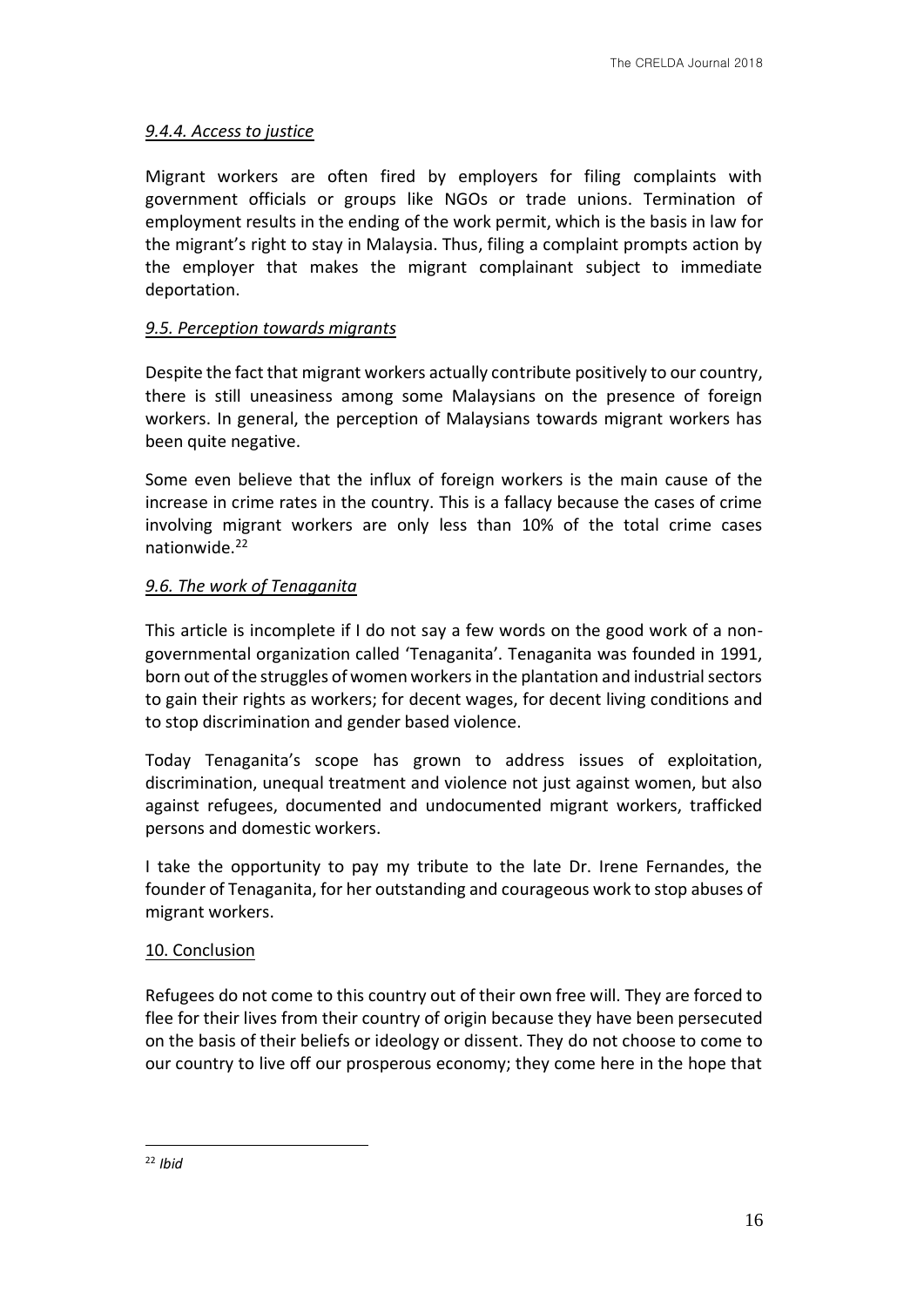#### *9.4.4. Access to justice*

Migrant workers are often fired by employers for filing complaints with government officials or groups like NGOs or trade unions. Termination of employment results in the ending of the work permit, which is the basis in law for the migrant's right to stay in Malaysia. Thus, filing a complaint prompts action by the employer that makes the migrant complainant subject to immediate deportation.

### *9.5. Perception towards migrants*

Despite the fact that migrant workers actually contribute positively to our country, there is still uneasiness among some Malaysians on the presence of foreign workers. In general, the perception of Malaysians towards migrant workers has been quite negative.

Some even believe that the influx of foreign workers is the main cause of the increase in crime rates in the country. This is a fallacy because the cases of crime involving migrant workers are only less than 10% of the total crime cases nationwide.[22]

### *9.6. The work of Tenaganita*

This article is incomplete if I do not say a few words on the good work of a non-governmental organization called 'Tenaganita'. Tenaganita was founded in 1991, born out of the struggles of women workers in the plantation and industrial sectors to gain their rights as workers; for decent wages, for decent living conditions and to stop discrimination and gender based violence.

Today Tenaganita's scope has grown to address issues of exploitation, discrimination, unequal treatment and violence not just against women, but also against refugees, documented and undocumented migrant workers, trafficked persons and domestic workers.

I take the opportunity to pay my tribute to the late Dr. Irene Fernandes, the founder of Tenaganita, for her outstanding and courageous work to stop abuses of migrant workers.

## 10. Conclusion

Refugees do not come to this country out of their own free will. They are forced to flee for their lives from their country of origin because they have been persecuted on the basis of their beliefs or ideology or dissent. They do not choose to come to our country to live off our prosperous economy; they come here in the hope that

---

[22] *Ibid*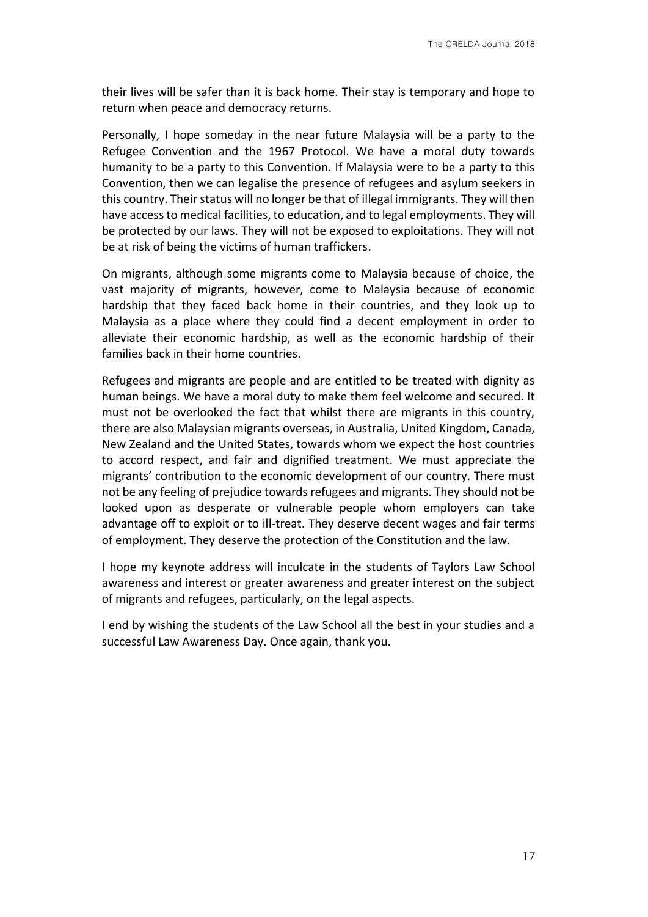their lives will be safer than it is back home. Their stay is temporary and hope to return when peace and democracy returns.

Personally, I hope someday in the near future Malaysia will be a party to the Refugee Convention and the 1967 Protocol. We have a moral duty towards humanity to be a party to this Convention. If Malaysia were to be a party to this Convention, then we can legalise the presence of refugees and asylum seekers in this country. Their status will no longer be that of illegal immigrants. They will then have access to medical facilities, to education, and to legal employments. They will be protected by our laws. They will not be exposed to exploitations. They will not be at risk of being the victims of human traffickers.

On migrants, although some migrants come to Malaysia because of choice, the vast majority of migrants, however, come to Malaysia because of economic hardship that they faced back home in their countries, and they look up to Malaysia as a place where they could find a decent employment in order to alleviate their economic hardship, as well as the economic hardship of their families back in their home countries.

Refugees and migrants are people and are entitled to be treated with dignity as human beings. We have a moral duty to make them feel welcome and secured. It must not be overlooked the fact that whilst there are migrants in this country, there are also Malaysian migrants overseas, in Australia, United Kingdom, Canada, New Zealand and the United States, towards whom we expect the host countries to accord respect, and fair and dignified treatment. We must appreciate the migrants' contribution to the economic development of our country. There must not be any feeling of prejudice towards refugees and migrants. They should not be looked upon as desperate or vulnerable people whom employers can take advantage off to exploit or to ill-treat. They deserve decent wages and fair terms of employment. They deserve the protection of the Constitution and the law.

I hope my keynote address will inculcate in the students of Taylors Law School awareness and interest or greater awareness and greater interest on the subject of migrants and refugees, particularly, on the legal aspects.

I end by wishing the students of the Law School all the best in your studies and a successful Law Awareness Day. Once again, thank you.